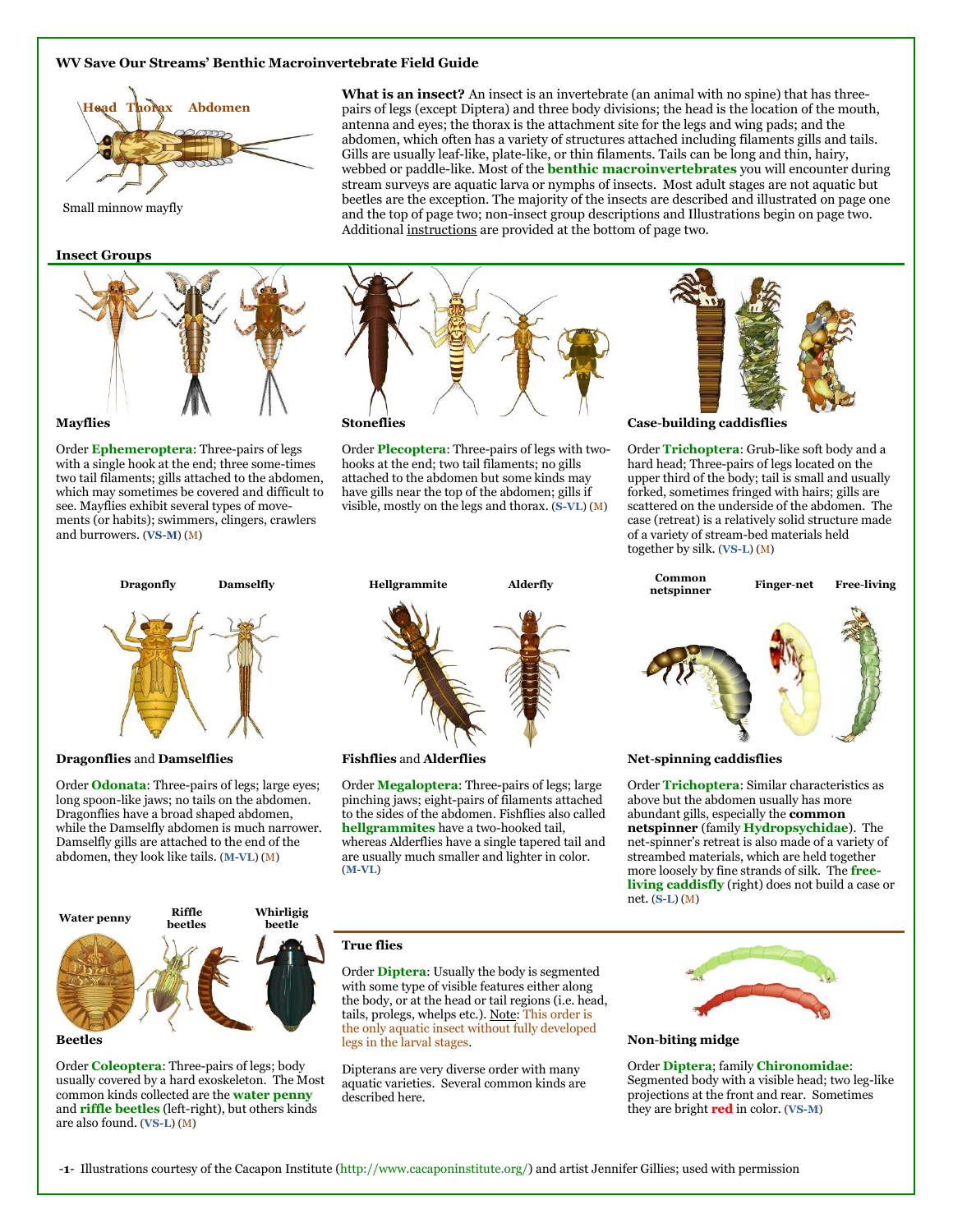**WV Save Our Streams' Benthic Macroinvertebrate Field Guide**

Head Thorax Abdomen

Small minnow mayfly

**What is an insect?** An insect is an invertebrate (an animal with no spine) that has three-pairs of legs (except Diptera) and three body divisions; the head is the location of the mouth, antenna and eyes; the thorax is the attachment site for the legs and wing pads; and the abdomen, which often has a variety of structures attached including filaments gills and tails. Gills are usually leaf-like, plate-like, or thin filaments. Tails can be long and thin, hairy, webbed or paddle-like. Most of the **benthic macroinvertebrates** you will encounter during stream surveys are aquatic larva or nymphs of insects. Most adult stages are not aquatic but beetles are the exception. The majority of the insects are described and illustrated on page one and the top of page two; non-insect group descriptions and Illustrations begin on page two. Additional instructions are provided at the bottom of page two.

## Insect Groups

### Mayflies

Order **Ephemeroptera**: Three-pairs of legs with a single hook at the end; three some-times two tail filaments; gills attached to the abdomen, which may sometimes be covered and difficult to see. Mayflies exhibit several types of move-ments (or habits); swimmers, clingers, crawlers and burrowers. (**VS-M**) (**M**)

### Stoneflies

Order **Plecoptera**: Three-pairs of legs with two-hooks at the end; two tail filaments; no gills attached to the abdomen but some kinds may have gills near the top of the abdomen; gills if visible, mostly on the legs and thorax. (**S-VL**) (**M**)

### Case-building caddisflies

Order **Trichoptera**: Grub-like soft body and a hard head; Three-pairs of legs located on the upper third of the body; tail is small and usually forked, sometimes fringed with hairs; gills are scattered on the underside of the abdomen. The case (retreat) is a relatively solid structure made of a variety of stream-bed materials held together by silk. (**VS-L**) (**M**)

Dragonfly Damselfly

### Dragonflies and Damselflies

Order **Odonata**: Three-pairs of legs; large eyes; long spoon-like jaws; no tails on the abdomen. Dragonflies have a broad shaped abdomen, while the Damselfly abdomen is much narrower. Damselfly gills are attached to the end of the abdomen, they look like tails. (**M-VL**) (**M**)

Hellgrammite Alderfly

### Fishflies and Alderflies

Order **Megaloptera**: Three-pairs of legs; large pinching jaws; eight-pairs of filaments attached to the sides of the abdomen. Fishflies also called **hellgrammites** have a two-hooked tail, whereas Alderflies have a single tapered tail and are usually much smaller and lighter in color. (**M-VL**)

Common netspinner Finger-net Free-living

### Net-spinning caddisflies

Order **Trichoptera**: Similar characteristics as above but the abdomen usually has more abundant gills, especially the **common netspinner** (family **Hydropsychidae**). The net-spinner's retreat is also made of a variety of streambed materials, which are held together more loosely by fine strands of silk. The **free-living caddisfly** (right) does not build a case or net. (**S-L**) (**M**)

Water penny Riffle beetles Whirligig beetle

### Beetles

Order **Coleoptera**: Three-pairs of legs; body usually covered by a hard exoskeleton. The Most common kinds collected are the **water penny** and **riffle beetles** (left-right), but others kinds are also found. (**VS-L**) (**M**)

### True flies

Order **Diptera**: Usually the body is segmented with some type of visible features either along the body, or at the head or tail regions (i.e. head, tails, prolegs, whelps etc.). Note: This order is the only aquatic insect without fully developed legs in the larval stages.

Dipterans are very diverse order with many aquatic varieties. Several common kinds are described here.

### Non-biting midge

Order **Diptera**; family **Chironomidae**: Segmented body with a visible head; two leg-like projections at the front and rear. Sometimes they are bright **red** in color. (**VS-M**)

Illustrations courtesy of the Cacapon Institute (http://www.cacaponinstitute.org/) and artist Jennifer Gillies; used with permission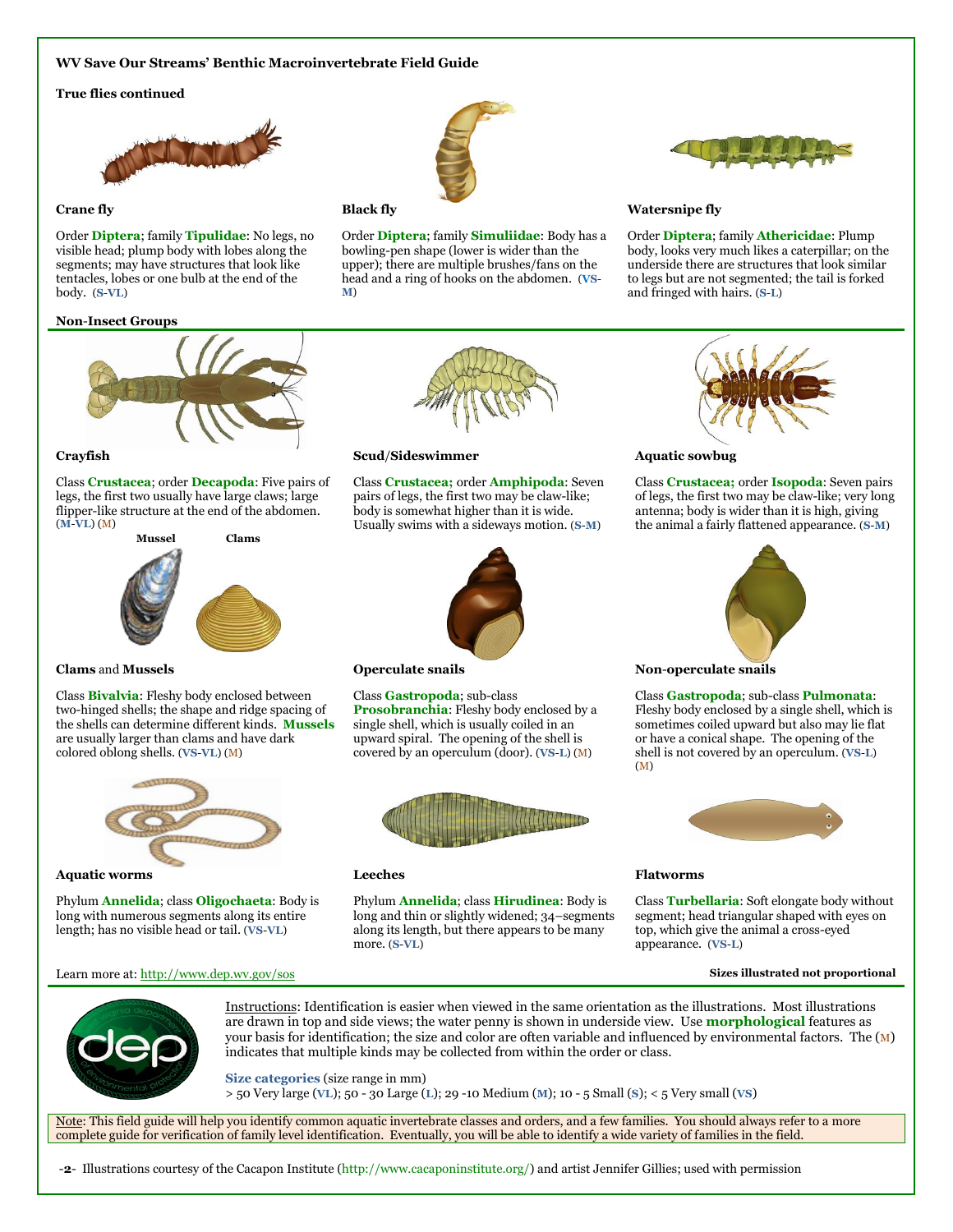**WV Save Our Streams' Benthic Macroinvertebrate Field Guide**

**True flies continued**

**Crane fly**

Order **Diptera**; family **Tipulidae**: No legs, no visible head; plump body with lobes along the segments; may have structures that look like tentacles, lobes or one bulb at the end of the body. (**S-VL**)

**Black fly**

Order **Diptera**; family **Simuliidae**: Body has a bowling-pen shape (lower is wider than the upper); there are multiple brushes/fans on the head and a ring of hooks on the abdomen. (**VS-M**)

**Watersnipe fly**

Order **Diptera**; family **Athericidae**: Plump body, looks very much likes a caterpillar; on the underside there are structures that look similar to legs but are not segmented; the tail is forked and fringed with hairs. (**S-L**)

**Non-Insect Groups**

**Crayfish**

Class **Crustacea**; order **Decapoda**: Five pairs of legs, the first two usually have large claws; large flipper-like structure at the end of the abdomen. (**M-VL**) (**M**)

**Scud/Sideswimmer**

Class **Crustacea;** order **Amphipoda**: Seven pairs of legs, the first two may be claw-like; body is somewhat higher than it is wide. Usually swims with a sideways motion. (**S-M**)

**Aquatic sowbug**

Class **Crustacea;** order **Isopoda**: Seven pairs of legs, the first two may be claw-like; very long antenna; body is wider than it is high, giving the animal a fairly flattened appearance. (**S-M**)

Mussel

Clams

**Clams** and **Mussels**

Class **Bivalvia**: Fleshy body enclosed between two-hinged shells; the shape and ridge spacing of the shells can determine different kinds. **Mussels** are usually larger than clams and have dark colored oblong shells. (**VS-VL**) (**M**)

**Operculate snails**

Class **Gastropoda**; sub-class **Prosobranchia**: Fleshy body enclosed by a single shell, which is usually coiled in an upward spiral. The opening of the shell is covered by an operculum (door). (**VS-L**) (**M**)

**Non-operculate snails**

Class **Gastropoda**; sub-class **Pulmonata**: Fleshy body enclosed by a single shell, which is sometimes coiled upward but also may lie flat or have a conical shape. The opening of the shell is not covered by an operculum. (**VS-L**) (**M**)

**Aquatic worms**

Phylum **Annelida**; class **Oligochaeta**: Body is long with numerous segments along its entire length; has no visible head or tail. (**VS-VL**)

**Leeches**

Phylum **Annelida**; class **Hirudinea**: Body is long and thin or slightly widened; 34–segments along its length, but there appears to be many more. (**S-VL**)

**Flatworms**

Class **Turbellaria**: Soft elongate body without segment; head triangular shaped with eyes on top, which give the animal a cross-eyed appearance. (**VS-L**)

Learn more at: http://www.dep.wv.gov/sos

**Sizes illustrated not proportional**

Instructions: Identification is easier when viewed in the same orientation as the illustrations. Most illustrations are drawn in top and side views; the water penny is shown in underside view. Use **morphological** features as your basis for identification; the size and color are often variable and influenced by environmental factors. The (**M**) indicates that multiple kinds may be collected from within the order or class.

**Size categories** (size range in mm)
> 50 Very large (**VL**); 50 - 30 Large (**L**); 29 -10 Medium (**M**); 10 - 5 Small (**S**); < 5 Very small (**VS**)

Note: This field guide will help you identify common aquatic invertebrate classes and orders, and a few families. You should always refer to a more complete guide for verification of family level identification. Eventually, you will be able to identify a wide variety of families in the field.

Illustrations courtesy of the Cacapon Institute (http://www.cacaponinstitute.org/) and artist Jennifer Gillies; used with permission